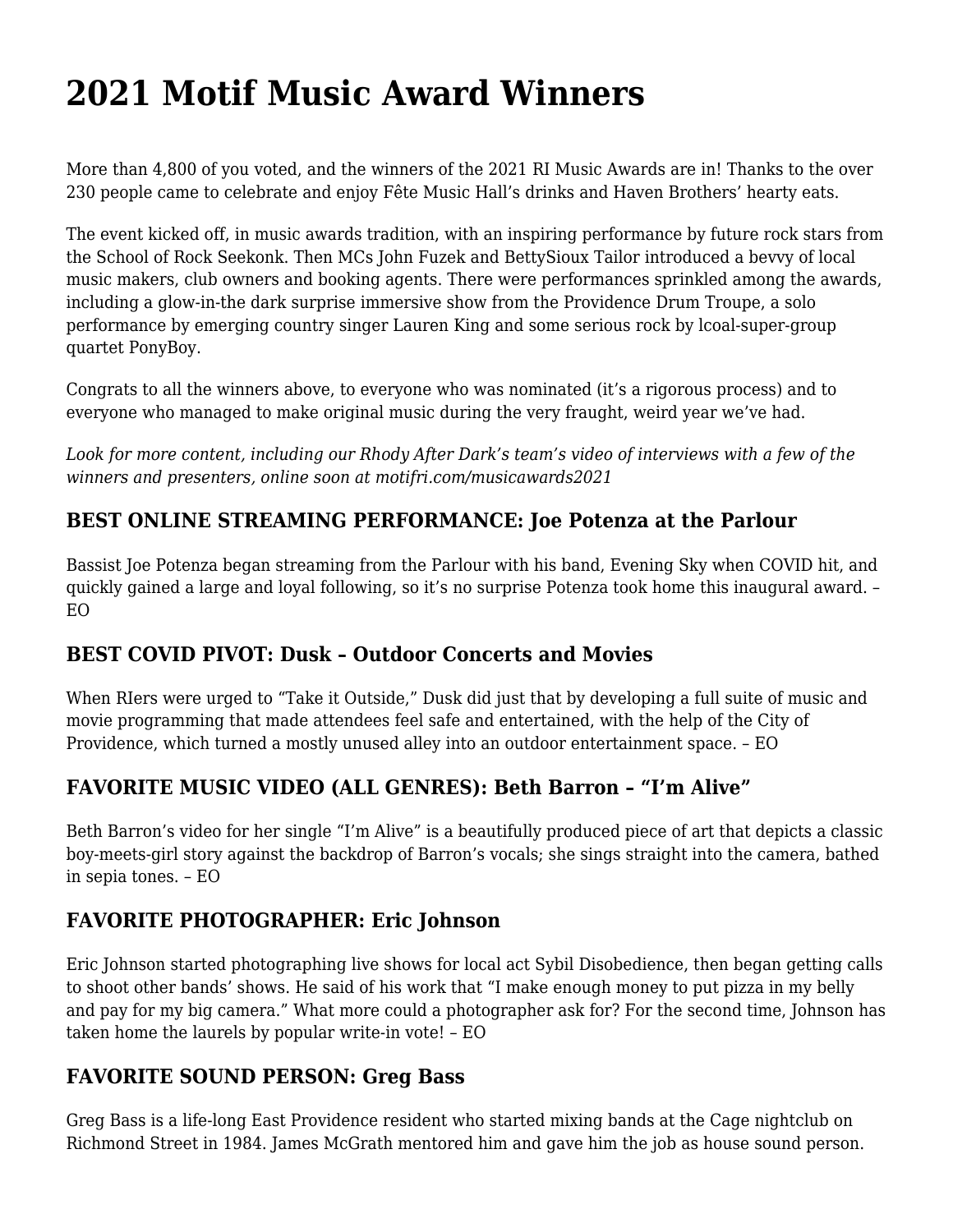# 2021 Motif Music Award Winners

More than 4,800 of you voted, and the winners of the 2021 RI Music Awards are in! Thanks to the over 230 people came to celebrate and enjoy Fête Music Hall's drinks and Haven Brothers' hearty eats.

The event kicked off, in music awards tradition, with an inspiring performance by future rock stars from the School of Rock Seekonk. Then MCs John Fuzek and BettySioux Tailor introduced a bevvy of local music makers, club owners and booking agents. There were performances sprinkled among the awards, including a glow-in-the dark surprise immersive show from the Providence Drum Troupe, a solo performance by emerging country singer Lauren King and some serious rock by lcoal-super-group quartet PonyBoy.

Congrats to all the winners above, to everyone who was nominated (it's a rigorous process) and to everyone who managed to make original music during the very fraught, weird year we've had.

*Look for more content, including our Rhody After Dark's team's video of interviews with a few of the winners and presenters, online soon at motifri.com/musicawards2021*

### BEST ONLINE STREAMING PERFORMANCE: Joe Potenza at the Parlour

Bassist Joe Potenza began streaming from the Parlour with his band, Evening Sky when COVID hit, and quickly gained a large and loyal following, so it's no surprise Potenza took home this inaugural award. – EO

### BEST COVID PIVOT: Dusk – Outdoor Concerts and Movies

When RIers were urged to "Take it Outside," Dusk did just that by developing a full suite of music and movie programming that made attendees feel safe and entertained, with the help of the City of Providence, which turned a mostly unused alley into an outdoor entertainment space. – EO

### FAVORITE MUSIC VIDEO (ALL GENRES): Beth Barron – "I'm Alive"

Beth Barron's video for her single "I'm Alive" is a beautifully produced piece of art that depicts a classic boy-meets-girl story against the backdrop of Barron's vocals; she sings straight into the camera, bathed in sepia tones. – EO

### FAVORITE PHOTOGRAPHER: Eric Johnson

Eric Johnson started photographing live shows for local act Sybil Disobedience, then began getting calls to shoot other bands' shows. He said of his work that "I make enough money to put pizza in my belly and pay for my big camera." What more could a photographer ask for? For the second time, Johnson has taken home the laurels by popular write-in vote! – EO

### FAVORITE SOUND PERSON: Greg Bass

Greg Bass is a life-long East Providence resident who started mixing bands at the Cage nightclub on Richmond Street in 1984. James McGrath mentored him and gave him the job as house sound person.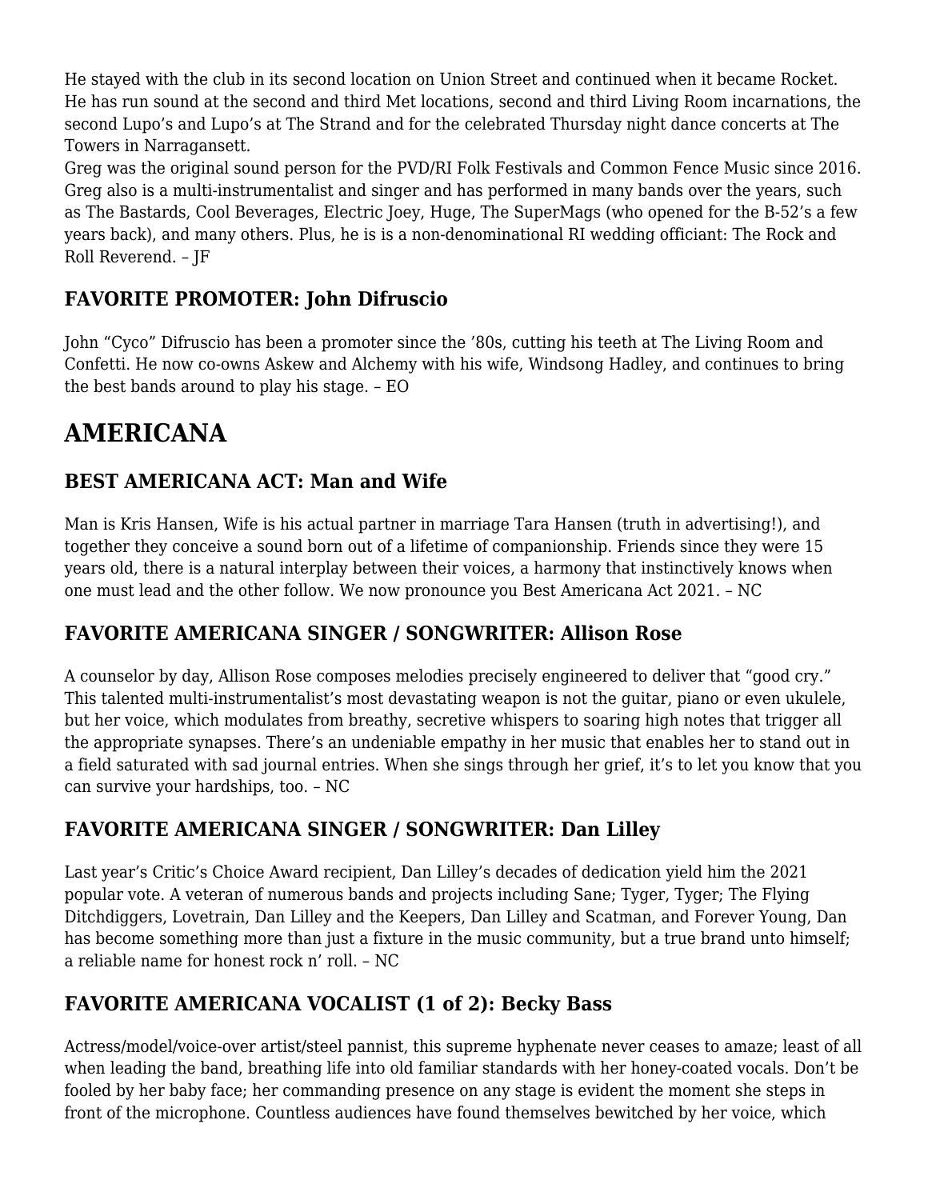He stayed with the club in its second location on Union Street and continued when it became Rocket. He has run sound at the second and third Met locations, second and third Living Room incarnations, the second Lupo's and Lupo's at The Strand and for the celebrated Thursday night dance concerts at The Towers in Narragansett.

Greg was the original sound person for the PVD/RI Folk Festivals and Common Fence Music since 2016. Greg also is a multi-instrumentalist and singer and has performed in many bands over the years, such as The Bastards, Cool Beverages, Electric Joey, Huge, The SuperMags (who opened for the B-52's a few years back), and many others. Plus, he is is a non-denominational RI wedding officiant: The Rock and Roll Reverend. – JF

### FAVORITE PROMOTER: John Difruscio

John "Cyco" Difruscio has been a promoter since the '80s, cutting his teeth at The Living Room and Confetti. He now co-owns Askew and Alchemy with his wife, Windsong Hadley, and continues to bring the best bands around to play his stage. – EO

## AMERICANA

### BEST AMERICANA ACT: Man and Wife

Man is Kris Hansen, Wife is his actual partner in marriage Tara Hansen (truth in advertising!), and together they conceive a sound born out of a lifetime of companionship. Friends since they were 15 years old, there is a natural interplay between their voices, a harmony that instinctively knows when one must lead and the other follow. We now pronounce you Best Americana Act 2021. – NC

### FAVORITE AMERICANA SINGER / SONGWRITER: Allison Rose

A counselor by day, Allison Rose composes melodies precisely engineered to deliver that "good cry." This talented multi-instrumentalist's most devastating weapon is not the guitar, piano or even ukulele, but her voice, which modulates from breathy, secretive whispers to soaring high notes that trigger all the appropriate synapses. There's an undeniable empathy in her music that enables her to stand out in a field saturated with sad journal entries. When she sings through her grief, it's to let you know that you can survive your hardships, too. – NC

### FAVORITE AMERICANA SINGER / SONGWRITER: Dan Lilley

Last year's Critic's Choice Award recipient, Dan Lilley's decades of dedication yield him the 2021 popular vote. A veteran of numerous bands and projects including Sane; Tyger, Tyger; The Flying Ditchdiggers, Lovetrain, Dan Lilley and the Keepers, Dan Lilley and Scatman, and Forever Young, Dan has become something more than just a fixture in the music community, but a true brand unto himself; a reliable name for honest rock n' roll. – NC

### FAVORITE AMERICANA VOCALIST (1 of 2): Becky Bass

Actress/model/voice-over artist/steel pannist, this supreme hyphenate never ceases to amaze; least of all when leading the band, breathing life into old familiar standards with her honey-coated vocals. Don't be fooled by her baby face; her commanding presence on any stage is evident the moment she steps in front of the microphone. Countless audiences have found themselves bewitched by her voice, which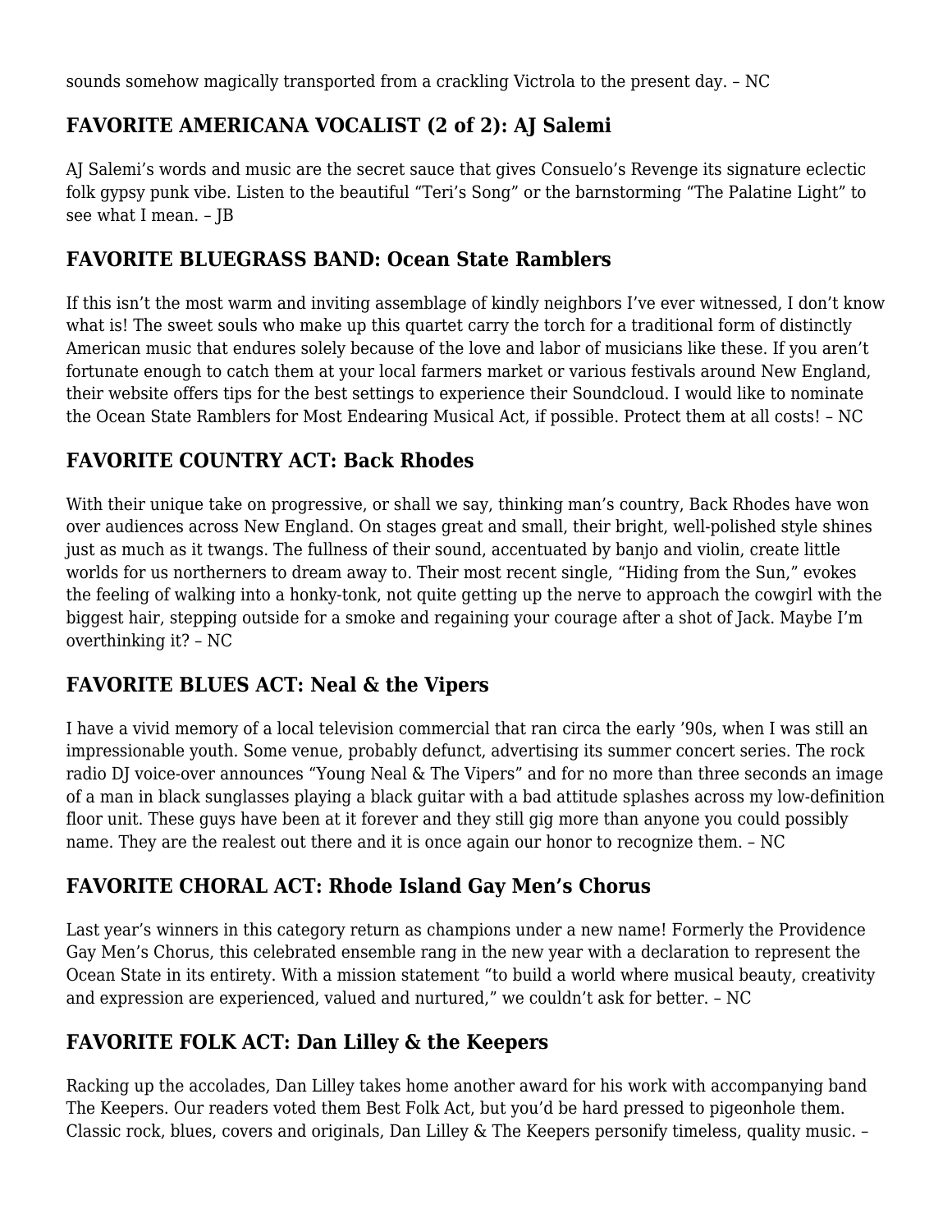sounds somehow magically transported from a crackling Victrola to the present day. – NC

## FAVORITE AMERICANA VOCALIST (2 of 2): AJ Salemi

AJ Salemi's words and music are the secret sauce that gives Consuelo's Revenge its signature eclectic folk gypsy punk vibe. Listen to the beautiful "Teri's Song" or the barnstorming "The Palatine Light" to see what I mean. – JB

## FAVORITE BLUEGRASS BAND: Ocean State Ramblers

If this isn't the most warm and inviting assemblage of kindly neighbors I've ever witnessed, I don't know what is! The sweet souls who make up this quartet carry the torch for a traditional form of distinctly American music that endures solely because of the love and labor of musicians like these. If you aren't fortunate enough to catch them at your local farmers market or various festivals around New England, their website offers tips for the best settings to experience their Soundcloud. I would like to nominate the Ocean State Ramblers for Most Endearing Musical Act, if possible. Protect them at all costs! – NC

## FAVORITE COUNTRY ACT: Back Rhodes

With their unique take on progressive, or shall we say, thinking man's country, Back Rhodes have won over audiences across New England. On stages great and small, their bright, well-polished style shines just as much as it twangs. The fullness of their sound, accentuated by banjo and violin, create little worlds for us northerners to dream away to. Their most recent single, "Hiding from the Sun," evokes the feeling of walking into a honky-tonk, not quite getting up the nerve to approach the cowgirl with the biggest hair, stepping outside for a smoke and regaining your courage after a shot of Jack. Maybe I'm overthinking it? – NC

## FAVORITE BLUES ACT: Neal & the Vipers

I have a vivid memory of a local television commercial that ran circa the early '90s, when I was still an impressionable youth. Some venue, probably defunct, advertising its summer concert series. The rock radio DJ voice-over announces "Young Neal & The Vipers" and for no more than three seconds an image of a man in black sunglasses playing a black guitar with a bad attitude splashes across my low-definition floor unit. These guys have been at it forever and they still gig more than anyone you could possibly name. They are the realest out there and it is once again our honor to recognize them. – NC

## FAVORITE CHORAL ACT: Rhode Island Gay Men's Chorus

Last year's winners in this category return as champions under a new name! Formerly the Providence Gay Men's Chorus, this celebrated ensemble rang in the new year with a declaration to represent the Ocean State in its entirety. With a mission statement "to build a world where musical beauty, creativity and expression are experienced, valued and nurtured," we couldn't ask for better. – NC

## FAVORITE FOLK ACT: Dan Lilley & the Keepers

Racking up the accolades, Dan Lilley takes home another award for his work with accompanying band The Keepers. Our readers voted them Best Folk Act, but you'd be hard pressed to pigeonhole them. Classic rock, blues, covers and originals, Dan Lilley & The Keepers personify timeless, quality music. –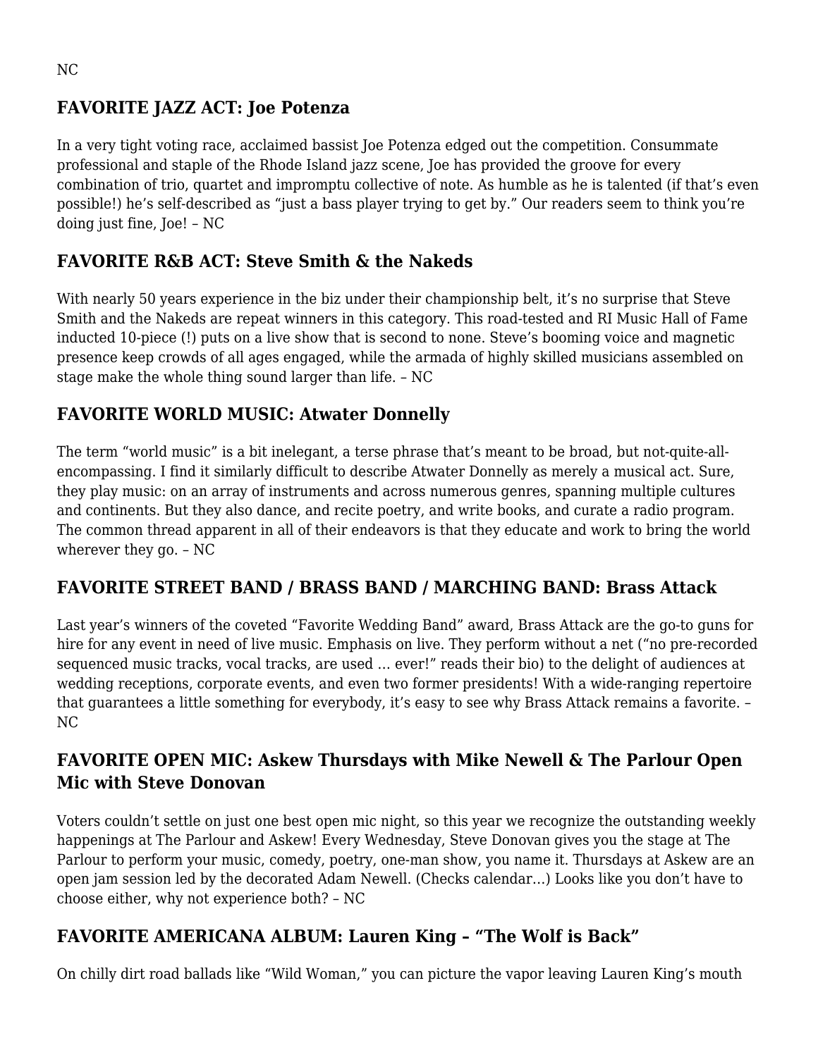NC

## FAVORITE JAZZ ACT: Joe Potenza

In a very tight voting race, acclaimed bassist Joe Potenza edged out the competition. Consummate professional and staple of the Rhode Island jazz scene, Joe has provided the groove for every combination of trio, quartet and impromptu collective of note. As humble as he is talented (if that's even possible!) he's self-described as "just a bass player trying to get by." Our readers seem to think you're doing just fine, Joe! – NC

## FAVORITE R&B ACT: Steve Smith & the Nakeds

With nearly 50 years experience in the biz under their championship belt, it's no surprise that Steve Smith and the Nakeds are repeat winners in this category. This road-tested and RI Music Hall of Fame inducted 10-piece (!) puts on a live show that is second to none. Steve's booming voice and magnetic presence keep crowds of all ages engaged, while the armada of highly skilled musicians assembled on stage make the whole thing sound larger than life. – NC

## FAVORITE WORLD MUSIC: Atwater Donnelly

The term "world music" is a bit inelegant, a terse phrase that's meant to be broad, but not-quite-all-encompassing. I find it similarly difficult to describe Atwater Donnelly as merely a musical act. Sure, they play music: on an array of instruments and across numerous genres, spanning multiple cultures and continents. But they also dance, and recite poetry, and write books, and curate a radio program. The common thread apparent in all of their endeavors is that they educate and work to bring the world wherever they go. – NC

## FAVORITE STREET BAND / BRASS BAND / MARCHING BAND: Brass Attack

Last year's winners of the coveted "Favorite Wedding Band" award, Brass Attack are the go-to guns for hire for any event in need of live music. Emphasis on live. They perform without a net ("no pre-recorded sequenced music tracks, vocal tracks, are used … ever!" reads their bio) to the delight of audiences at wedding receptions, corporate events, and even two former presidents! With a wide-ranging repertoire that guarantees a little something for everybody, it's easy to see why Brass Attack remains a favorite. – NC

## FAVORITE OPEN MIC: Askew Thursdays with Mike Newell & The Parlour Open Mic with Steve Donovan

Voters couldn't settle on just one best open mic night, so this year we recognize the outstanding weekly happenings at The Parlour and Askew! Every Wednesday, Steve Donovan gives you the stage at The Parlour to perform your music, comedy, poetry, one-man show, you name it. Thursdays at Askew are an open jam session led by the decorated Adam Newell. (Checks calendar…) Looks like you don't have to choose either, why not experience both? – NC

## FAVORITE AMERICANA ALBUM: Lauren King – "The Wolf is Back"

On chilly dirt road ballads like "Wild Woman," you can picture the vapor leaving Lauren King's mouth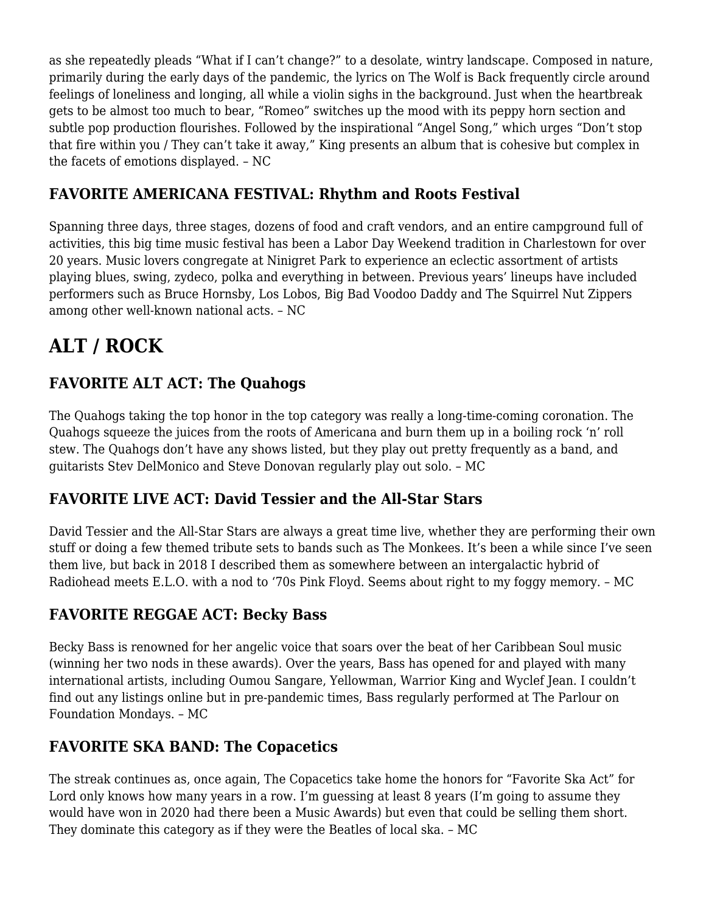as she repeatedly pleads "What if I can't change?" to a desolate, wintry landscape. Composed in nature, primarily during the early days of the pandemic, the lyrics on The Wolf is Back frequently circle around feelings of loneliness and longing, all while a violin sighs in the background. Just when the heartbreak gets to be almost too much to bear, "Romeo" switches up the mood with its peppy horn section and subtle pop production flourishes. Followed by the inspirational "Angel Song," which urges "Don't stop that fire within you / They can't take it away," King presents an album that is cohesive but complex in the facets of emotions displayed. – NC

### FAVORITE AMERICANA FESTIVAL: Rhythm and Roots Festival

Spanning three days, three stages, dozens of food and craft vendors, and an entire campground full of activities, this big time music festival has been a Labor Day Weekend tradition in Charlestown for over 20 years. Music lovers congregate at Ninigret Park to experience an eclectic assortment of artists playing blues, swing, zydeco, polka and everything in between. Previous years' lineups have included performers such as Bruce Hornsby, Los Lobos, Big Bad Voodoo Daddy and The Squirrel Nut Zippers among other well-known national acts. – NC

## ALT / ROCK

### FAVORITE ALT ACT: The Quahogs

The Quahogs taking the top honor in the top category was really a long-time-coming coronation. The Quahogs squeeze the juices from the roots of Americana and burn them up in a boiling rock 'n' roll stew. The Quahogs don't have any shows listed, but they play out pretty frequently as a band, and guitarists Stev DelMonico and Steve Donovan regularly play out solo. – MC

### FAVORITE LIVE ACT: David Tessier and the All-Star Stars

David Tessier and the All-Star Stars are always a great time live, whether they are performing their own stuff or doing a few themed tribute sets to bands such as The Monkees. It's been a while since I've seen them live, but back in 2018 I described them as somewhere between an intergalactic hybrid of Radiohead meets E.L.O. with a nod to '70s Pink Floyd. Seems about right to my foggy memory. – MC

### FAVORITE REGGAE ACT: Becky Bass

Becky Bass is renowned for her angelic voice that soars over the beat of her Caribbean Soul music (winning her two nods in these awards). Over the years, Bass has opened for and played with many international artists, including Oumou Sangare, Yellowman, Warrior King and Wyclef Jean. I couldn't find out any listings online but in pre-pandemic times, Bass regularly performed at The Parlour on Foundation Mondays. – MC

### FAVORITE SKA BAND: The Copacetics

The streak continues as, once again, The Copacetics take home the honors for "Favorite Ska Act" for Lord only knows how many years in a row. I'm guessing at least 8 years (I'm going to assume they would have won in 2020 had there been a Music Awards) but even that could be selling them short. They dominate this category as if they were the Beatles of local ska. – MC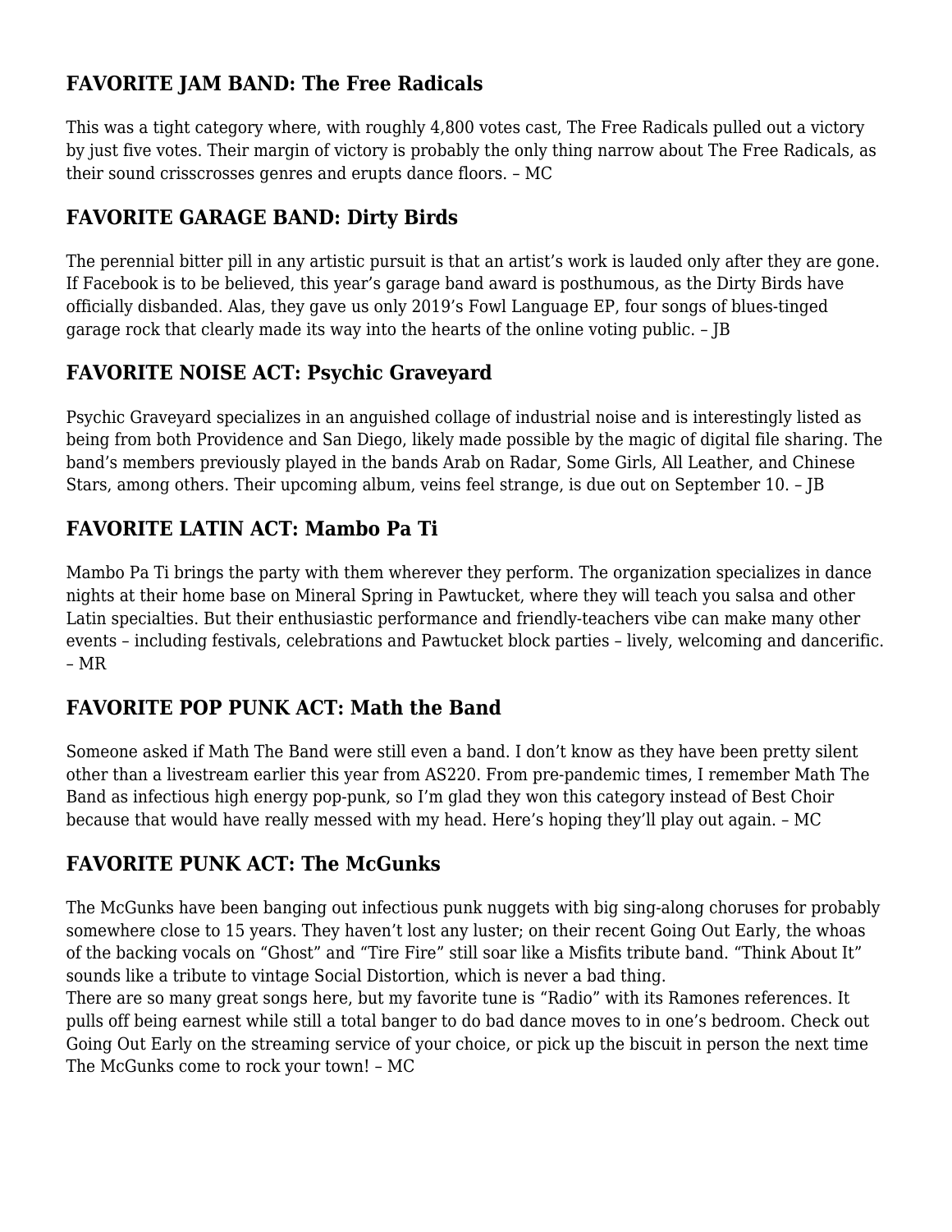## FAVORITE JAM BAND: The Free Radicals

This was a tight category where, with roughly 4,800 votes cast, The Free Radicals pulled out a victory by just five votes. Their margin of victory is probably the only thing narrow about The Free Radicals, as their sound crisscrosses genres and erupts dance floors. – MC

## FAVORITE GARAGE BAND: Dirty Birds

The perennial bitter pill in any artistic pursuit is that an artist's work is lauded only after they are gone. If Facebook is to be believed, this year's garage band award is posthumous, as the Dirty Birds have officially disbanded. Alas, they gave us only 2019's Fowl Language EP, four songs of blues-tinged garage rock that clearly made its way into the hearts of the online voting public. – JB

## FAVORITE NOISE ACT: Psychic Graveyard

Psychic Graveyard specializes in an anguished collage of industrial noise and is interestingly listed as being from both Providence and San Diego, likely made possible by the magic of digital file sharing. The band's members previously played in the bands Arab on Radar, Some Girls, All Leather, and Chinese Stars, among others. Their upcoming album, veins feel strange, is due out on September 10. – JB

## FAVORITE LATIN ACT: Mambo Pa Ti

Mambo Pa Ti brings the party with them wherever they perform. The organization specializes in dance nights at their home base on Mineral Spring in Pawtucket, where they will teach you salsa and other Latin specialties. But their enthusiastic performance and friendly-teachers vibe can make many other events – including festivals, celebrations and Pawtucket block parties – lively, welcoming and dancerific. – MR

## FAVORITE POP PUNK ACT: Math the Band

Someone asked if Math The Band were still even a band. I don't know as they have been pretty silent other than a livestream earlier this year from AS220. From pre-pandemic times, I remember Math The Band as infectious high energy pop-punk, so I'm glad they won this category instead of Best Choir because that would have really messed with my head. Here's hoping they'll play out again. – MC

## FAVORITE PUNK ACT: The McGunks

The McGunks have been banging out infectious punk nuggets with big sing-along choruses for probably somewhere close to 15 years. They haven't lost any luster; on their recent Going Out Early, the whoas of the backing vocals on "Ghost" and "Tire Fire" still soar like a Misfits tribute band. "Think About It" sounds like a tribute to vintage Social Distortion, which is never a bad thing.

There are so many great songs here, but my favorite tune is "Radio" with its Ramones references. It pulls off being earnest while still a total banger to do bad dance moves to in one's bedroom. Check out Going Out Early on the streaming service of your choice, or pick up the biscuit in person the next time The McGunks come to rock your town! – MC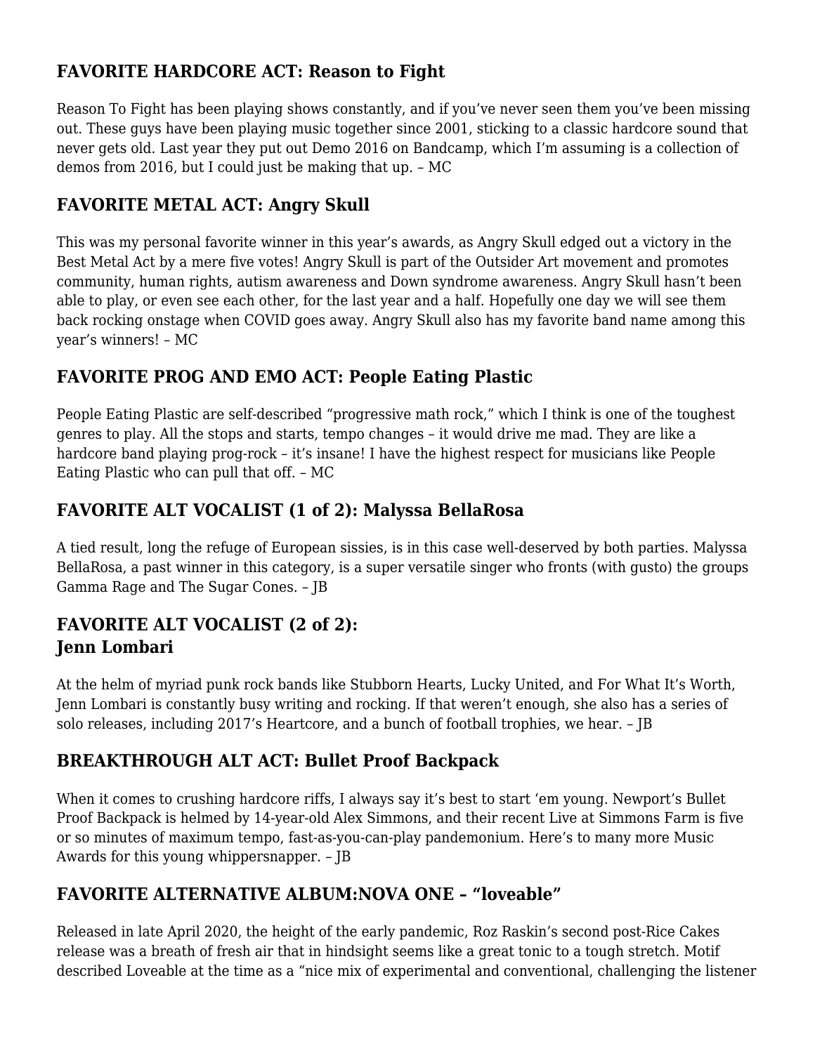## FAVORITE HARDCORE ACT: Reason to Fight

Reason To Fight has been playing shows constantly, and if you've never seen them you've been missing out. These guys have been playing music together since 2001, sticking to a classic hardcore sound that never gets old. Last year they put out Demo 2016 on Bandcamp, which I'm assuming is a collection of demos from 2016, but I could just be making that up. – MC

## FAVORITE METAL ACT: Angry Skull

This was my personal favorite winner in this year's awards, as Angry Skull edged out a victory in the Best Metal Act by a mere five votes! Angry Skull is part of the Outsider Art movement and promotes community, human rights, autism awareness and Down syndrome awareness. Angry Skull hasn't been able to play, or even see each other, for the last year and a half. Hopefully one day we will see them back rocking onstage when COVID goes away. Angry Skull also has my favorite band name among this year's winners! – MC

## FAVORITE PROG AND EMO ACT: People Eating Plastic

People Eating Plastic are self-described "progressive math rock," which I think is one of the toughest genres to play. All the stops and starts, tempo changes – it would drive me mad. They are like a hardcore band playing prog-rock – it's insane! I have the highest respect for musicians like People Eating Plastic who can pull that off. – MC

## FAVORITE ALT VOCALIST (1 of 2): Malyssa BellaRosa

A tied result, long the refuge of European sissies, is in this case well-deserved by both parties. Malyssa BellaRosa, a past winner in this category, is a super versatile singer who fronts (with gusto) the groups Gamma Rage and The Sugar Cones. – JB

## FAVORITE ALT VOCALIST (2 of 2): Jenn Lombari

At the helm of myriad punk rock bands like Stubborn Hearts, Lucky United, and For What It's Worth, Jenn Lombari is constantly busy writing and rocking. If that weren't enough, she also has a series of solo releases, including 2017's Heartcore, and a bunch of football trophies, we hear. – JB

## BREAKTHROUGH ALT ACT: Bullet Proof Backpack

When it comes to crushing hardcore riffs, I always say it's best to start 'em young. Newport's Bullet Proof Backpack is helmed by 14-year-old Alex Simmons, and their recent Live at Simmons Farm is five or so minutes of maximum tempo, fast-as-you-can-play pandemonium. Here's to many more Music Awards for this young whippersnapper. – JB

## FAVORITE ALTERNATIVE ALBUM:NOVA ONE – "loveable"

Released in late April 2020, the height of the early pandemic, Roz Raskin's second post-Rice Cakes release was a breath of fresh air that in hindsight seems like a great tonic to a tough stretch. Motif described Loveable at the time as a "nice mix of experimental and conventional, challenging the listener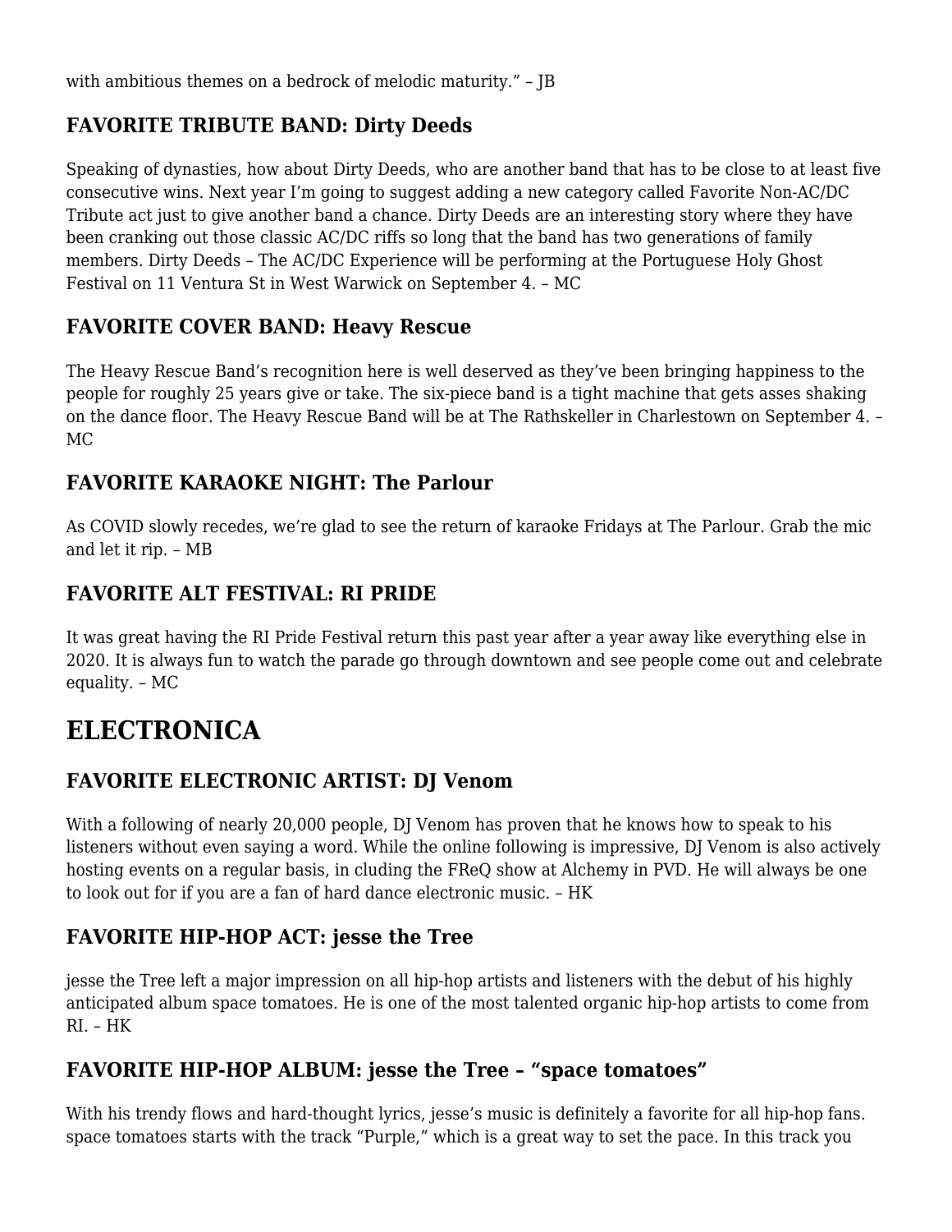with ambitious themes on a bedrock of melodic maturity." – JB

### FAVORITE TRIBUTE BAND: Dirty Deeds

Speaking of dynasties, how about Dirty Deeds, who are another band that has to be close to at least five consecutive wins. Next year I'm going to suggest adding a new category called Favorite Non-AC/DC Tribute act just to give another band a chance. Dirty Deeds are an interesting story where they have been cranking out those classic AC/DC riffs so long that the band has two generations of family members. Dirty Deeds – The AC/DC Experience will be performing at the Portuguese Holy Ghost Festival on 11 Ventura St in West Warwick on September 4. – MC

### FAVORITE COVER BAND: Heavy Rescue

The Heavy Rescue Band's recognition here is well deserved as they've been bringing happiness to the people for roughly 25 years give or take. The six-piece band is a tight machine that gets asses shaking on the dance floor. The Heavy Rescue Band will be at The Rathskeller in Charlestown on September 4. – MC

### FAVORITE KARAOKE NIGHT: The Parlour

As COVID slowly recedes, we're glad to see the return of karaoke Fridays at The Parlour. Grab the mic and let it rip. – MB

### FAVORITE ALT FESTIVAL: RI PRIDE

It was great having the RI Pride Festival return this past year after a year away like everything else in 2020. It is always fun to watch the parade go through downtown and see people come out and celebrate equality. – MC

## ELECTRONICA

### FAVORITE ELECTRONIC ARTIST: DJ Venom

With a following of nearly 20,000 people, DJ Venom has proven that he knows how to speak to his listeners without even saying a word. While the online following is impressive, DJ Venom is also actively hosting events on a regular basis, in cluding the FReQ show at Alchemy in PVD. He will always be one to look out for if you are a fan of hard dance electronic music. – HK

### FAVORITE HIP-HOP ACT: jesse the Tree

jesse the Tree left a major impression on all hip-hop artists and listeners with the debut of his highly anticipated album space tomatoes. He is one of the most talented organic hip-hop artists to come from RI. – HK

### FAVORITE HIP-HOP ALBUM: jesse the Tree – "space tomatoes"

With his trendy flows and hard-thought lyrics, jesse's music is definitely a favorite for all hip-hop fans. space tomatoes starts with the track "Purple," which is a great way to set the pace. In this track you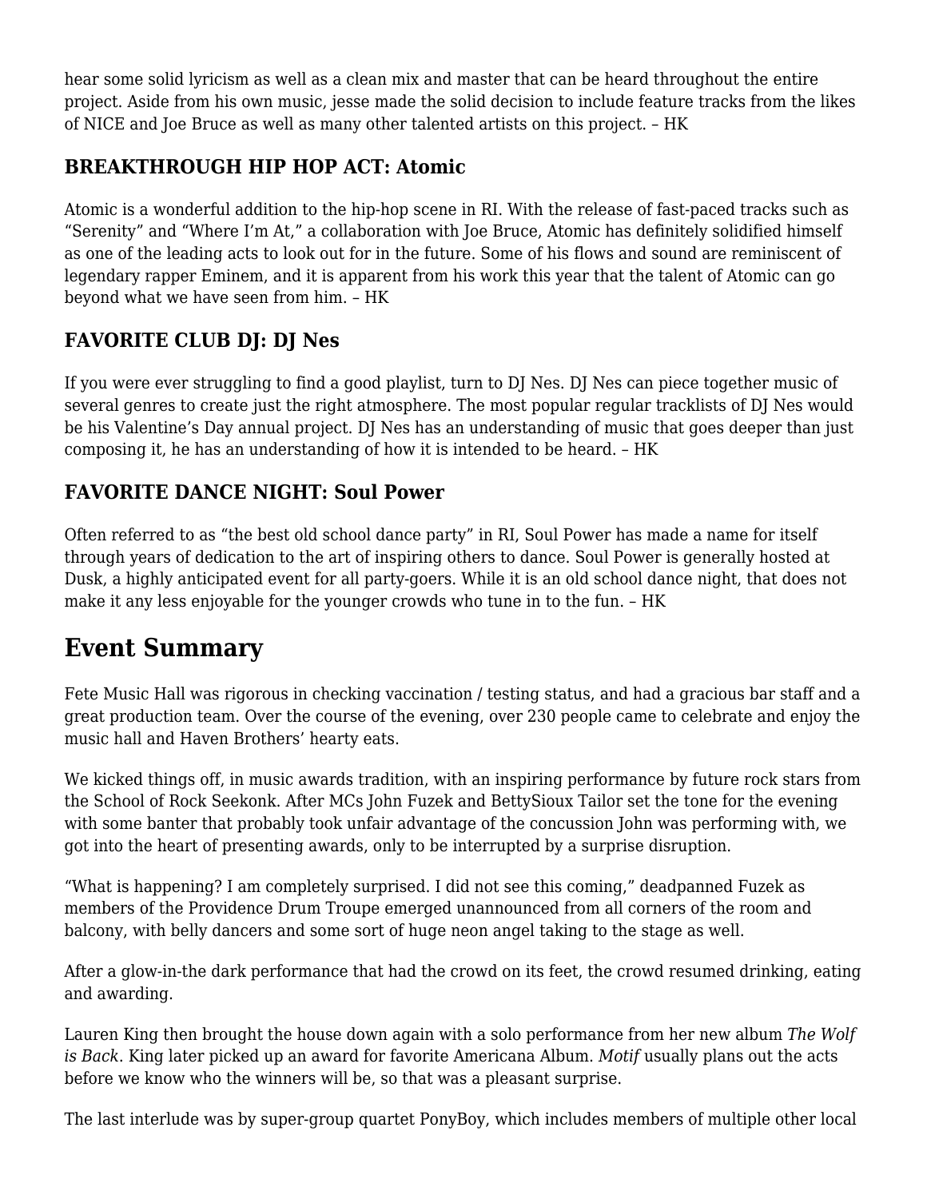hear some solid lyricism as well as a clean mix and master that can be heard throughout the entire project. Aside from his own music, jesse made the solid decision to include feature tracks from the likes of NICE and Joe Bruce as well as many other talented artists on this project. – HK

### BREAKTHROUGH HIP HOP ACT: Atomic

Atomic is a wonderful addition to the hip-hop scene in RI. With the release of fast-paced tracks such as "Serenity" and "Where I'm At," a collaboration with Joe Bruce, Atomic has definitely solidified himself as one of the leading acts to look out for in the future. Some of his flows and sound are reminiscent of legendary rapper Eminem, and it is apparent from his work this year that the talent of Atomic can go beyond what we have seen from him. – HK

### FAVORITE CLUB DJ: DJ Nes

If you were ever struggling to find a good playlist, turn to DJ Nes. DJ Nes can piece together music of several genres to create just the right atmosphere. The most popular regular tracklists of DJ Nes would be his Valentine's Day annual project. DJ Nes has an understanding of music that goes deeper than just composing it, he has an understanding of how it is intended to be heard. – HK

### FAVORITE DANCE NIGHT: Soul Power

Often referred to as "the best old school dance party" in RI, Soul Power has made a name for itself through years of dedication to the art of inspiring others to dance. Soul Power is generally hosted at Dusk, a highly anticipated event for all party-goers. While it is an old school dance night, that does not make it any less enjoyable for the younger crowds who tune in to the fun. – HK

## Event Summary

Fete Music Hall was rigorous in checking vaccination / testing status, and had a gracious bar staff and a great production team. Over the course of the evening, over 230 people came to celebrate and enjoy the music hall and Haven Brothers' hearty eats.

We kicked things off, in music awards tradition, with an inspiring performance by future rock stars from the School of Rock Seekonk. After MCs John Fuzek and BettySioux Tailor set the tone for the evening with some banter that probably took unfair advantage of the concussion John was performing with, we got into the heart of presenting awards, only to be interrupted by a surprise disruption.

"What is happening? I am completely surprised. I did not see this coming," deadpanned Fuzek as members of the Providence Drum Troupe emerged unannounced from all corners of the room and balcony, with belly dancers and some sort of huge neon angel taking to the stage as well.

After a glow-in-the dark performance that had the crowd on its feet, the crowd resumed drinking, eating and awarding.

Lauren King then brought the house down again with a solo performance from her new album *The Wolf is Back*. King later picked up an award for favorite Americana Album. *Motif* usually plans out the acts before we know who the winners will be, so that was a pleasant surprise.

The last interlude was by super-group quartet PonyBoy, which includes members of multiple other local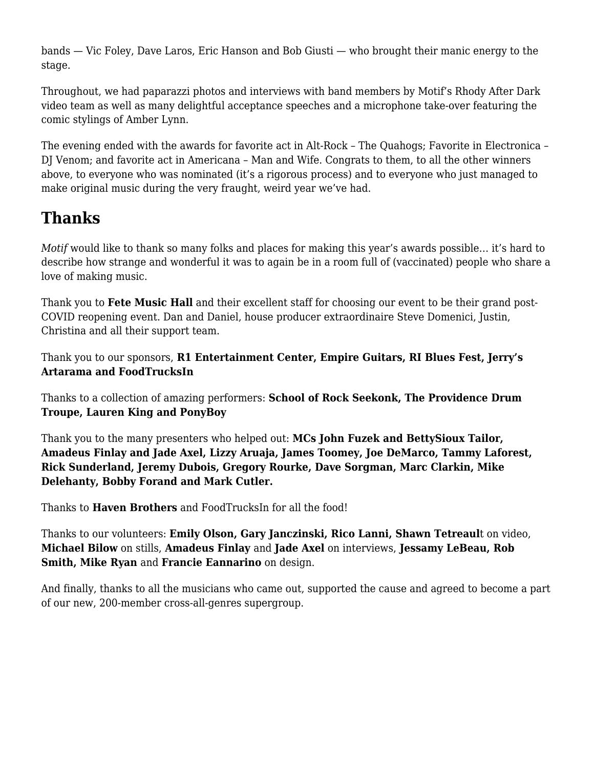bands — Vic Foley, Dave Laros, Eric Hanson and Bob Giusti — who brought their manic energy to the stage.

Throughout, we had paparazzi photos and interviews with band members by Motif's Rhody After Dark video team as well as many delightful acceptance speeches and a microphone take-over featuring the comic stylings of Amber Lynn.

The evening ended with the awards for favorite act in Alt-Rock – The Quahogs; Favorite in Electronica – DJ Venom; and favorite act in Americana – Man and Wife. Congrats to them, to all the other winners above, to everyone who was nominated (it's a rigorous process) and to everyone who just managed to make original music during the very fraught, weird year we've had.

## Thanks

*Motif* would like to thank so many folks and places for making this year's awards possible… it's hard to describe how strange and wonderful it was to again be in a room full of (vaccinated) people who share a love of making music.

Thank you to **Fete Music Hall** and their excellent staff for choosing our event to be their grand post-COVID reopening event. Dan and Daniel, house producer extraordinaire Steve Domenici, Justin, Christina and all their support team.

Thank you to our sponsors, **R1 Entertainment Center, Empire Guitars, RI Blues Fest, Jerry's Artarama and FoodTrucksIn**

Thanks to a collection of amazing performers: **School of Rock Seekonk, The Providence Drum Troupe, Lauren King and PonyBoy**

Thank you to the many presenters who helped out: **MCs John Fuzek and BettySioux Tailor, Amadeus Finlay and Jade Axel, Lizzy Aruaja, James Toomey, Joe DeMarco, Tammy Laforest, Rick Sunderland, Jeremy Dubois, Gregory Rourke, Dave Sorgman, Marc Clarkin, Mike Delehanty, Bobby Forand and Mark Cutler.**

Thanks to **Haven Brothers** and FoodTrucksIn for all the food!

Thanks to our volunteers: **Emily Olson, Gary Janczinski, Rico Lanni, Shawn Tetreaul**t on video, **Michael Bilow** on stills, **Amadeus Finlay** and **Jade Axel** on interviews, **Jessamy LeBeau, Rob Smith, Mike Ryan** and **Francie Eannarino** on design.

And finally, thanks to all the musicians who came out, supported the cause and agreed to become a part of our new, 200-member cross-all-genres supergroup.